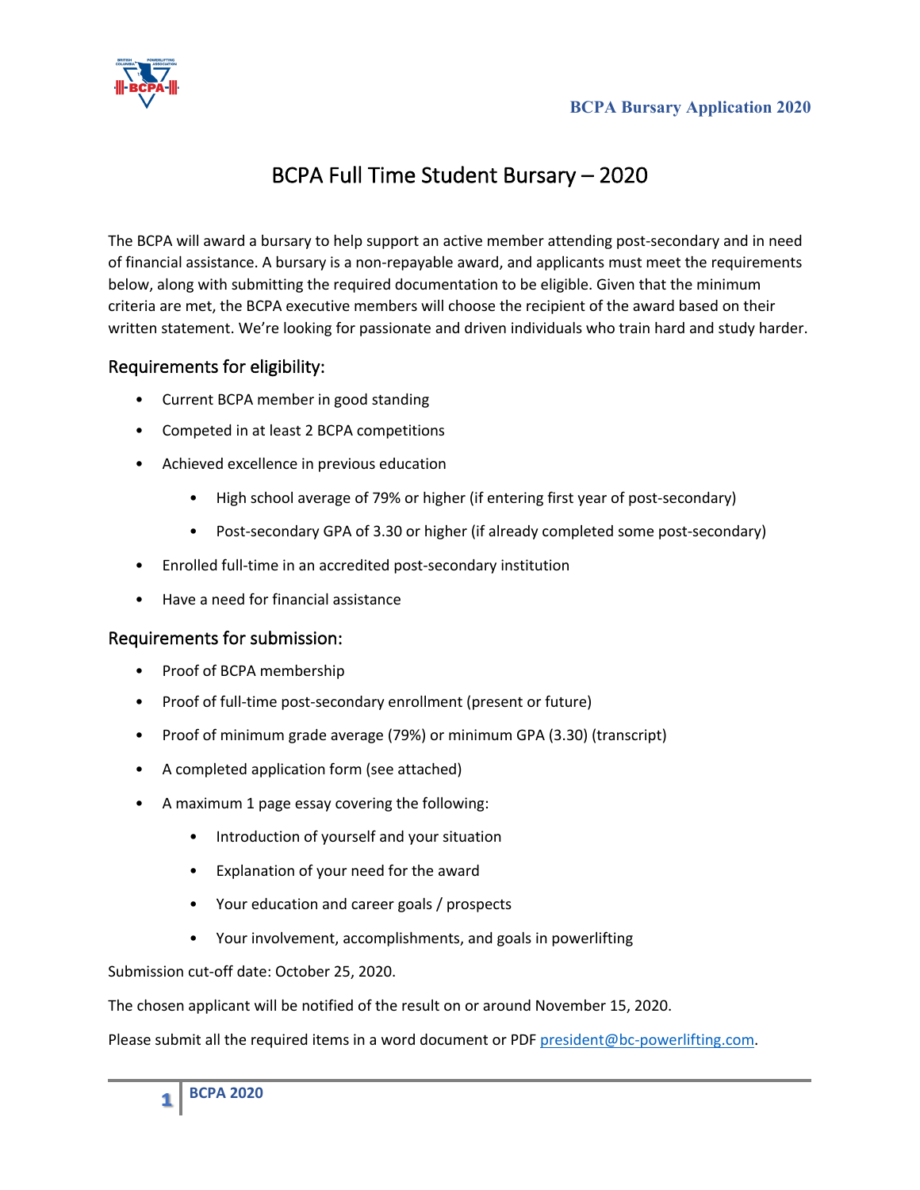# BCPA Full Time Student Bursary – 2020

The BCPA will award a bursary to help support an active member attending post-secondary and in need of financial assistance. A bursary is a non-repayable award, and applicants must meet the requirements below, along with submitting the required documentation to be eligible. Given that the minimum criteria are met, the BCPA executive members will choose the recipient of the award based on their written statement. We're looking for passionate and driven individuals who train hard and study harder.

## Requirements for eligibility:

- Current BCPA member in good standing
- Competed in at least 2 BCPA competitions
- Achieved excellence in previous education
    - High school average of 79% or higher (if entering first year of post-secondary)
    - Post-secondary GPA of 3.30 or higher (if already completed some post-secondary)
- Enrolled full-time in an accredited post-secondary institution
- Have a need for financial assistance

## Requirements for submission:

- Proof of BCPA membership
- Proof of full-time post-secondary enrollment (present or future)
- Proof of minimum grade average (79%) or minimum GPA (3.30) (transcript)
- A completed application form (see attached)
- A maximum 1 page essay covering the following:
    - Introduction of yourself and your situation
    - Explanation of your need for the award
    - Your education and career goals / prospects
    - Your involvement, accomplishments, and goals in powerlifting

Submission cut-off date: October 25, 2020.

The chosen applicant will be notified of the result on or around November 15, 2020.

Please submit all the required items in a word document or PDF president@bc-powerlifting.com.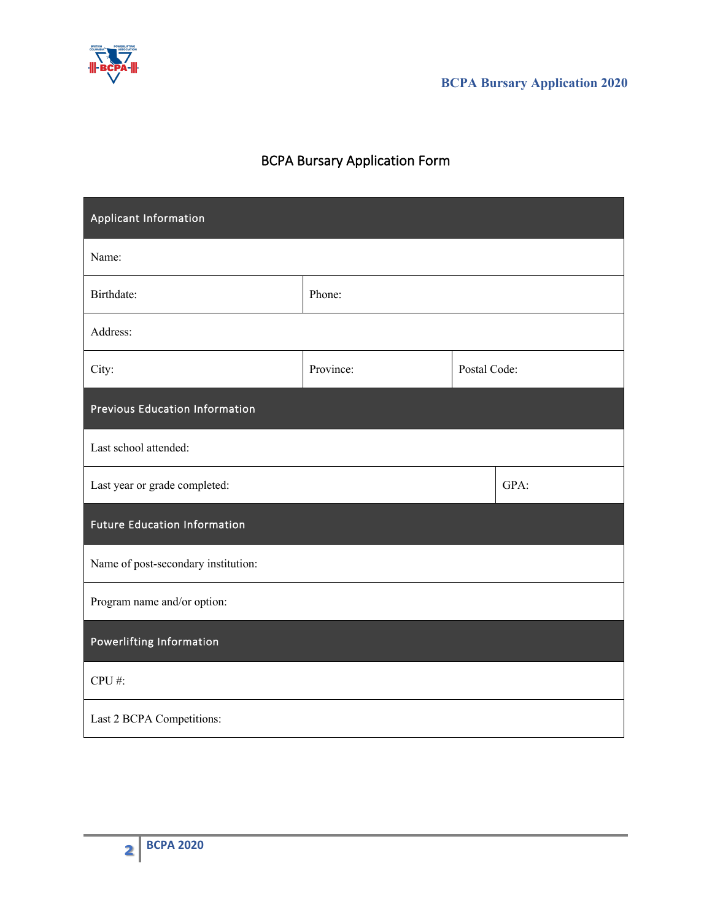# BCPA Bursary Application Form

| Applicant Information | | |
|---|---|---|
| Name: | | |
| Birthdate: | Phone: | |
| Address: | | |
| City: | Province: | Postal Code: |
| **Previous Education Information** | | |
| Last school attended: | | |
| Last year or grade completed: | | GPA: |
| **Future Education Information** | | |
| Name of post-secondary institution: | | |
| Program name and/or option: | | |
| **Powerlifting Information** | | |
| CPU #: | | |
| Last 2 BCPA Competitions: | | |